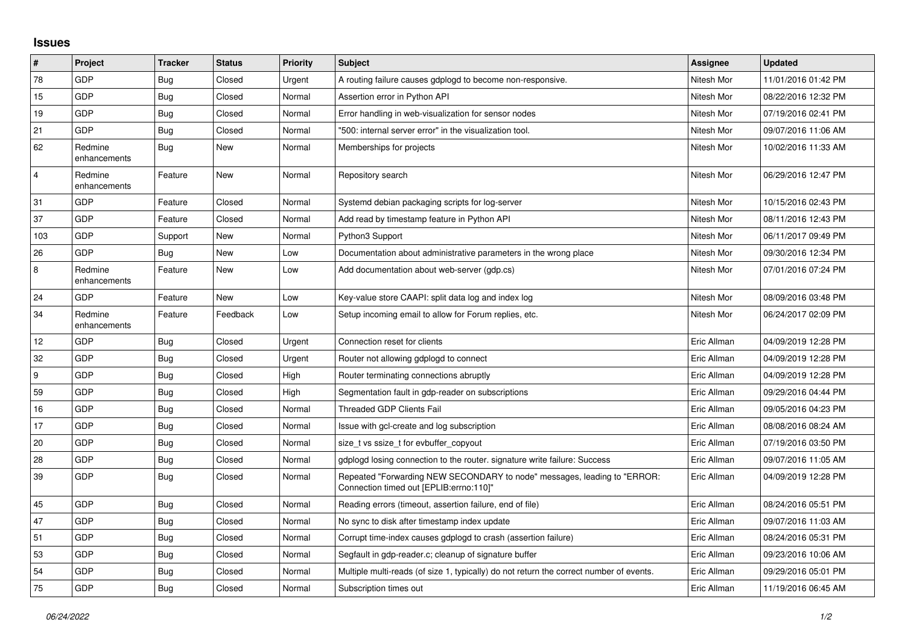## Issues

| # | Project | Tracker | Status | Priority | Subject | Assignee | Updated |
|---|---|---|---|---|---|---|---|
| 78 | GDP | Bug | Closed | Urgent | A routing failure causes gdplogd to become non-responsive. | Nitesh Mor | 11/01/2016 01:42 PM |
| 15 | GDP | Bug | Closed | Normal | Assertion error in Python API | Nitesh Mor | 08/22/2016 12:32 PM |
| 19 | GDP | Bug | Closed | Normal | Error handling in web-visualization for sensor nodes | Nitesh Mor | 07/19/2016 02:41 PM |
| 21 | GDP | Bug | Closed | Normal | "500: internal server error" in the visualization tool. | Nitesh Mor | 09/07/2016 11:06 AM |
| 62 | Redmine enhancements | Bug | New | Normal | Memberships for projects | Nitesh Mor | 10/02/2016 11:33 AM |
| 4 | Redmine enhancements | Feature | New | Normal | Repository search | Nitesh Mor | 06/29/2016 12:47 PM |
| 31 | GDP | Feature | Closed | Normal | Systemd debian packaging scripts for log-server | Nitesh Mor | 10/15/2016 02:43 PM |
| 37 | GDP | Feature | Closed | Normal | Add read by timestamp feature in Python API | Nitesh Mor | 08/11/2016 12:43 PM |
| 103 | GDP | Support | New | Normal | Python3 Support | Nitesh Mor | 06/11/2017 09:49 PM |
| 26 | GDP | Bug | New | Low | Documentation about administrative parameters in the wrong place | Nitesh Mor | 09/30/2016 12:34 PM |
| 8 | Redmine enhancements | Feature | New | Low | Add documentation about web-server (gdp.cs) | Nitesh Mor | 07/01/2016 07:24 PM |
| 24 | GDP | Feature | New | Low | Key-value store CAAPI: split data log and index log | Nitesh Mor | 08/09/2016 03:48 PM |
| 34 | Redmine enhancements | Feature | Feedback | Low | Setup incoming email to allow for Forum replies, etc. | Nitesh Mor | 06/24/2017 02:09 PM |
| 12 | GDP | Bug | Closed | Urgent | Connection reset for clients | Eric Allman | 04/09/2019 12:28 PM |
| 32 | GDP | Bug | Closed | Urgent | Router not allowing gdplogd to connect | Eric Allman | 04/09/2019 12:28 PM |
| 9 | GDP | Bug | Closed | High | Router terminating connections abruptly | Eric Allman | 04/09/2019 12:28 PM |
| 59 | GDP | Bug | Closed | High | Segmentation fault in gdp-reader on subscriptions | Eric Allman | 09/29/2016 04:44 PM |
| 16 | GDP | Bug | Closed | Normal | Threaded GDP Clients Fail | Eric Allman | 09/05/2016 04:23 PM |
| 17 | GDP | Bug | Closed | Normal | Issue with gcl-create and log subscription | Eric Allman | 08/08/2016 08:24 AM |
| 20 | GDP | Bug | Closed | Normal | size_t vs ssize_t for evbuffer_copyout | Eric Allman | 07/19/2016 03:50 PM |
| 28 | GDP | Bug | Closed | Normal | gdplogd losing connection to the router. signature write failure: Success | Eric Allman | 09/07/2016 11:05 AM |
| 39 | GDP | Bug | Closed | Normal | Repeated "Forwarding NEW SECONDARY to node" messages, leading to "ERROR: Connection timed out [EPLIB:errno:110]" | Eric Allman | 04/09/2019 12:28 PM |
| 45 | GDP | Bug | Closed | Normal | Reading errors (timeout, assertion failure, end of file) | Eric Allman | 08/24/2016 05:51 PM |
| 47 | GDP | Bug | Closed | Normal | No sync to disk after timestamp index update | Eric Allman | 09/07/2016 11:03 AM |
| 51 | GDP | Bug | Closed | Normal | Corrupt time-index causes gdplogd to crash (assertion failure) | Eric Allman | 08/24/2016 05:31 PM |
| 53 | GDP | Bug | Closed | Normal | Segfault in gdp-reader.c; cleanup of signature buffer | Eric Allman | 09/23/2016 10:06 AM |
| 54 | GDP | Bug | Closed | Normal | Multiple multi-reads (of size 1, typically) do not return the correct number of events. | Eric Allman | 09/29/2016 05:01 PM |
| 75 | GDP | Bug | Closed | Normal | Subscription times out | Eric Allman | 11/19/2016 06:45 AM |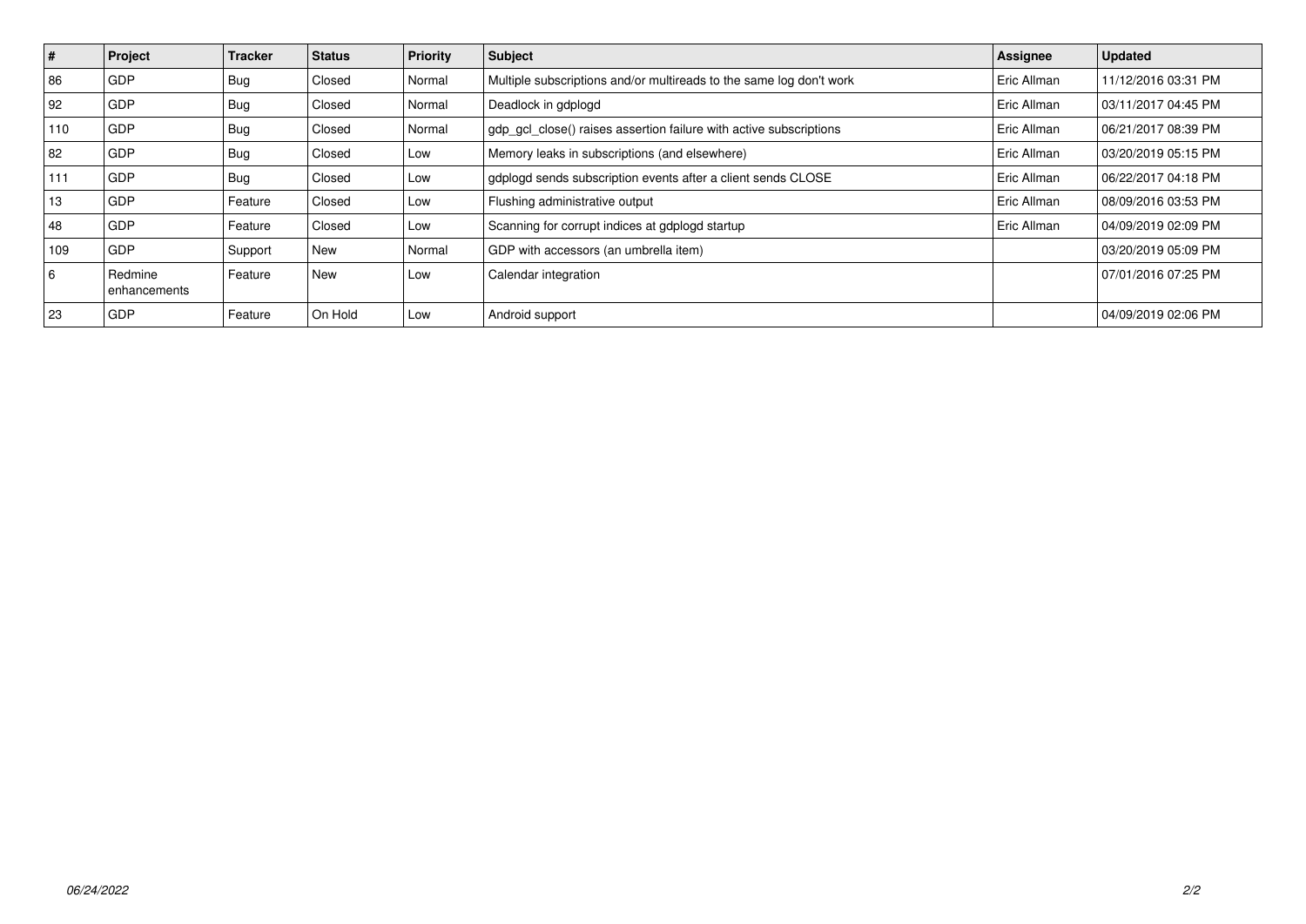| # | Project | Tracker | Status | Priority | Subject | Assignee | Updated |
|---|---|---|---|---|---|---|---|
| 86 | GDP | Bug | Closed | Normal | Multiple subscriptions and/or multireads to the same log don't work | Eric Allman | 11/12/2016 03:31 PM |
| 92 | GDP | Bug | Closed | Normal | Deadlock in gdplogd | Eric Allman | 03/11/2017 04:45 PM |
| 110 | GDP | Bug | Closed | Normal | gdp_gcl_close() raises assertion failure with active subscriptions | Eric Allman | 06/21/2017 08:39 PM |
| 82 | GDP | Bug | Closed | Low | Memory leaks in subscriptions (and elsewhere) | Eric Allman | 03/20/2019 05:15 PM |
| 111 | GDP | Bug | Closed | Low | gdplogd sends subscription events after a client sends CLOSE | Eric Allman | 06/22/2017 04:18 PM |
| 13 | GDP | Feature | Closed | Low | Flushing administrative output | Eric Allman | 08/09/2016 03:53 PM |
| 48 | GDP | Feature | Closed | Low | Scanning for corrupt indices at gdplogd startup | Eric Allman | 04/09/2019 02:09 PM |
| 109 | GDP | Support | New | Normal | GDP with accessors (an umbrella item) | | 03/20/2019 05:09 PM |
| 6 | Redmine enhancements | Feature | New | Low | Calendar integration | | 07/01/2016 07:25 PM |
| 23 | GDP | Feature | On Hold | Low | Android support | | 04/09/2019 02:06 PM |